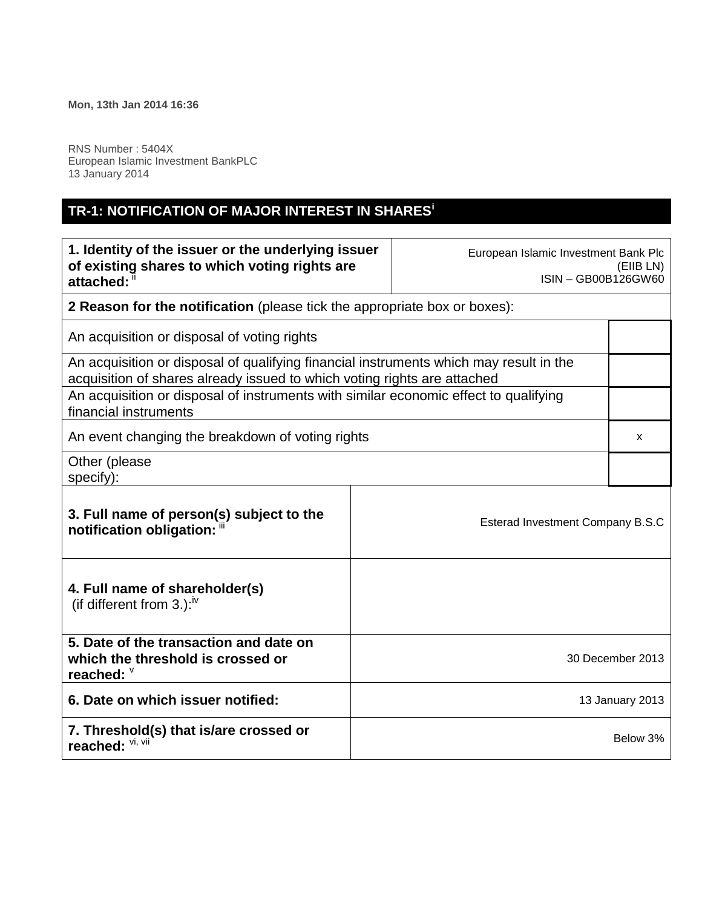**Mon, 13th Jan 2014 16:36**

RNS Number : 5404X
European Islamic Investment BankPLC
13 January 2014

## TR-1: NOTIFICATION OF MAJOR INTEREST IN SHARES[i]

| | |
|---|---|
| **1. Identity of the issuer or the underlying issuer of existing shares to which voting rights are attached:** [ii] | European Islamic Investment Bank Plc (EIIB LN) ISIN – GB00B126GW60 |

**2 Reason for the notification** (please tick the appropriate box or boxes):

| | |
|---|---|
| An acquisition or disposal of voting rights | |
| An acquisition or disposal of qualifying financial instruments which may result in the acquisition of shares already issued to which voting rights are attached | |
| An acquisition or disposal of instruments with similar economic effect to qualifying financial instruments | |
| An event changing the breakdown of voting rights | x |
| Other (please specify): | |

| | |
|---|---|
| **3. Full name of person(s) subject to the notification obligation:** [iii] | Esterad Investment Company B.S.C |
| **4. Full name of shareholder(s)** (if different from 3.):[iv] | |
| **5. Date of the transaction and date on which the threshold is crossed or reached:** [v] | 30 December 2013 |
| **6. Date on which issuer notified:** | 13 January 2013 |
| **7. Threshold(s) that is/are crossed or reached:** [vi, vii] | Below 3% |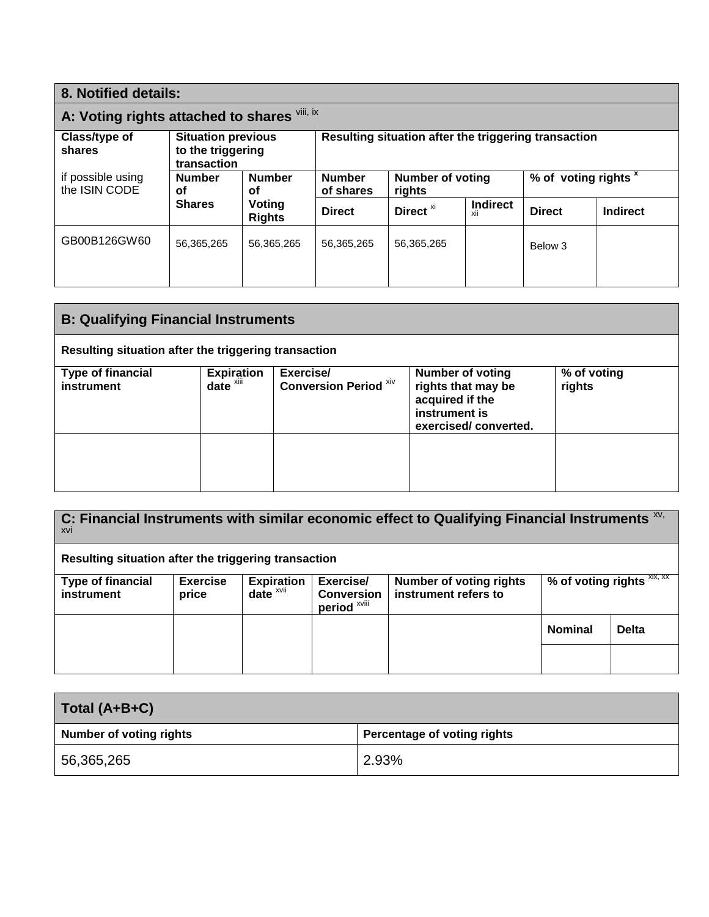## 8. Notified details:

### A: Voting rights attached to shares [viii, ix]

| Class/type of shares<br><br>if possible using the ISIN CODE | Situation previous to the triggering transaction | | Resulting situation after the triggering transaction | | | | |
|---|---|---|---|---|---|---|---|
| | Number of Shares | Number of Voting Rights | Number of shares | Number of voting rights | | % of voting rights [x] | |
| | | | Direct | Direct [xi] | Indirect [xii] | Direct | Indirect |
| GB00B126GW60 | 56,365,265 | 56,365,265 | 56,365,265 | 56,365,265 | | Below 3 | |

### B: Qualifying Financial Instruments

**Resulting situation after the triggering transaction**

| Type of financial instrument | Expiration date [xiii] | Exercise/ Conversion Period [xiv] | Number of voting rights that may be acquired if the instrument is exercised/ converted. | % of voting rights |
|---|---|---|---|---|
| | | | | |

### C: Financial Instruments with similar economic effect to Qualifying Financial Instruments [xv, xvi]

**Resulting situation after the triggering transaction**

| Type of financial instrument | Exercise price | Expiration date [xvii] | Exercise/ Conversion period [xviii] | Number of voting rights instrument refers to | % of voting rights [xix, xx] | |
|---|---|---|---|---|---|---|
| | | | | | Nominal | Delta |
| | | | | | | |

### Total (A+B+C)

| Number of voting rights | Percentage of voting rights |
|---|---|
| 56,365,265 | 2.93% |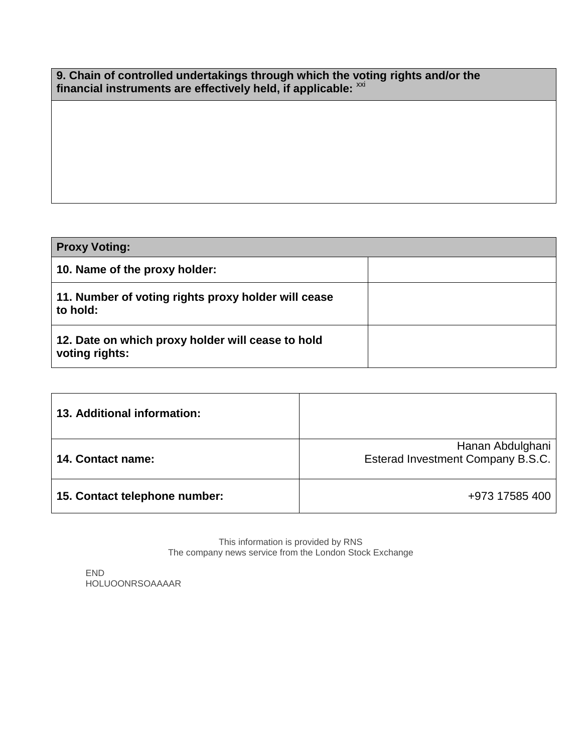| 9. Chain of controlled undertakings through which the voting rights and/or the financial instruments are effectively held, if applicable: [xxi] |
| --- |
| |

| Proxy Voting: | |
| --- | --- |
| **10. Name of the proxy holder:** | |
| **11. Number of voting rights proxy holder will cease to hold:** | |
| **12. Date on which proxy holder will cease to hold voting rights:** | |

| | |
| --- | --- |
| **13. Additional information:** | |
| **14. Contact name:** | Hanan Abdulghani<br>Esterad Investment Company B.S.C. |
| **15. Contact telephone number:** | +973 17585 400 |

This information is provided by RNS
The company news service from the London Stock Exchange

END
HOLUOONRSOAAAAR